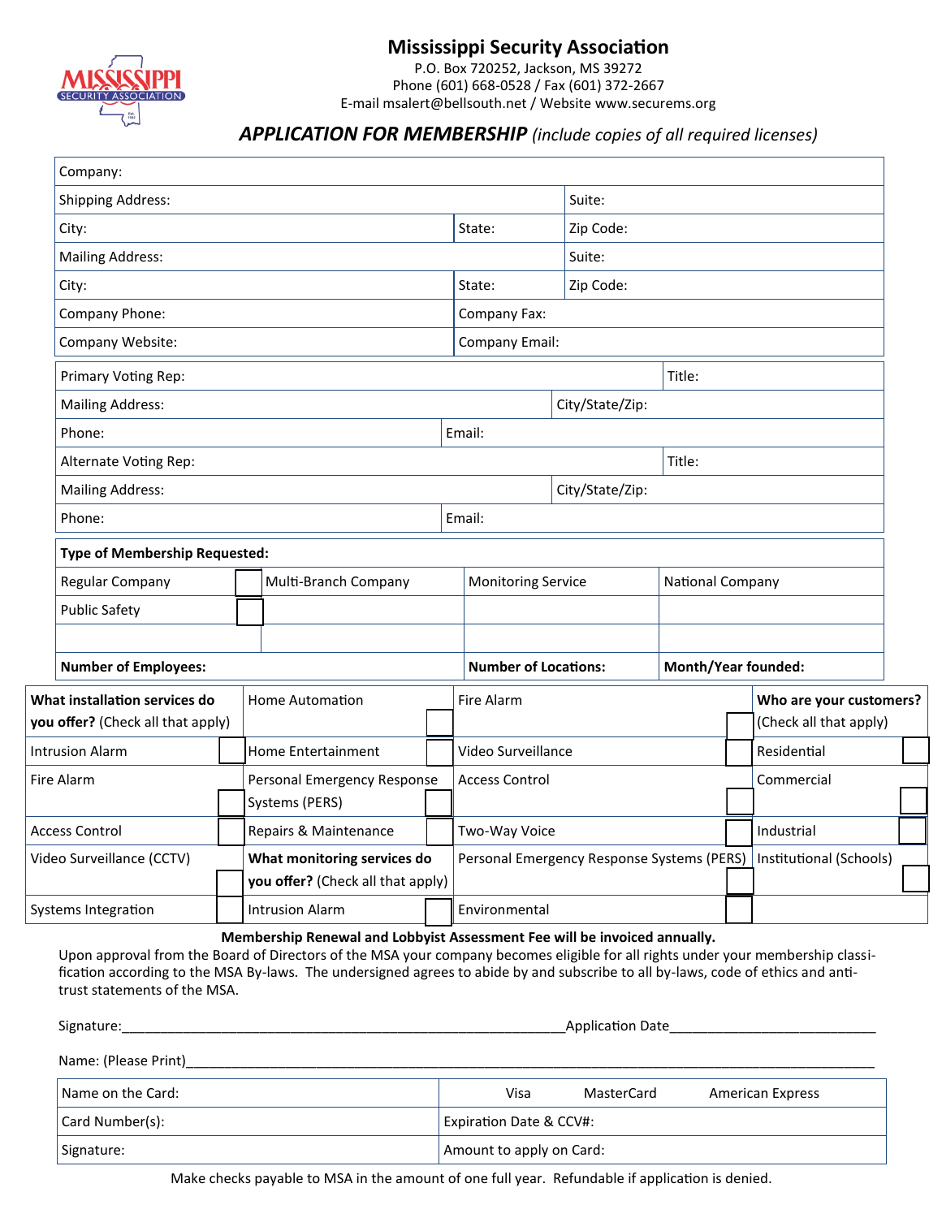# Mississippi Security Association

P.O. Box 720252, Jackson, MS 39272
Phone (601) 668-0528 / Fax (601) 372-2667
E-mail msalert@bellsouth.net / Website www.securems.org

## *APPLICATION FOR MEMBERSHIP* *(include copies of all required licenses)*

| | | |
|---|---|---|
| Company: | | |
| Shipping Address: | | Suite: |
| City: | State: | Zip Code: |
| Mailing Address: | | Suite: |
| City: | State: | Zip Code: |
| Company Phone: | Company Fax: | |
| Company Website: | Company Email: | |

| | |
|---|---|
| Primary Voting Rep: | Title: |
| Mailing Address: | City/State/Zip: |
| Phone: | Email: |
| Alternate Voting Rep: | Title: |
| Mailing Address: | City/State/Zip: |
| Phone: | Email: |

| **Type of Membership Requested:** | | | |
|---|---|---|---|
| Regular Company ☐ | Multi-Branch Company | Monitoring Service | National Company |
| Public Safety ☐ | | | |
| | | | |
| **Number of Employees:** | | **Number of Locations:** | **Month/Year founded:** |

| **What installation services do you offer?** (Check all that apply) | Home Automation ☐ | Fire Alarm ☐ | **Who are your customers?** (Check all that apply) |
|---|---|---|---|
| Intrusion Alarm ☐ | Home Entertainment ☐ | Video Surveillance ☐ | Residential ☐ |
| Fire Alarm ☐ | Personal Emergency Response Systems (PERS) ☐ | Access Control ☐ | Commercial ☐ |
| Access Control ☐ | Repairs & Maintenance ☐ | Two-Way Voice ☐ | Industrial ☐ |
| Video Surveillance (CCTV) ☐ | **What monitoring services do you offer?** (Check all that apply) | Personal Emergency Response Systems (PERS) ☐ | Institutional (Schools) ☐ |
| Systems Integration ☐ | Intrusion Alarm ☐ | Environmental ☐ | |

**Membership Renewal and Lobbyist Assessment Fee will be invoiced annually.**

Upon approval from the Board of Directors of the MSA your company becomes eligible for all rights under your membership classification according to the MSA By-laws. The undersigned agrees to abide by and subscribe to all by-laws, code of ethics and anti-trust statements of the MSA.

Signature:______________________________________________________Application Date___________________________

Name: (Please Print)______________________________________________________________________________________

| | |
|---|---|
| Name on the Card: | Visa MasterCard American Express |
| Card Number(s): | Expiration Date & CCV#: |
| Signature: | Amount to apply on Card: |

Make checks payable to MSA in the amount of one full year. Refundable if application is denied.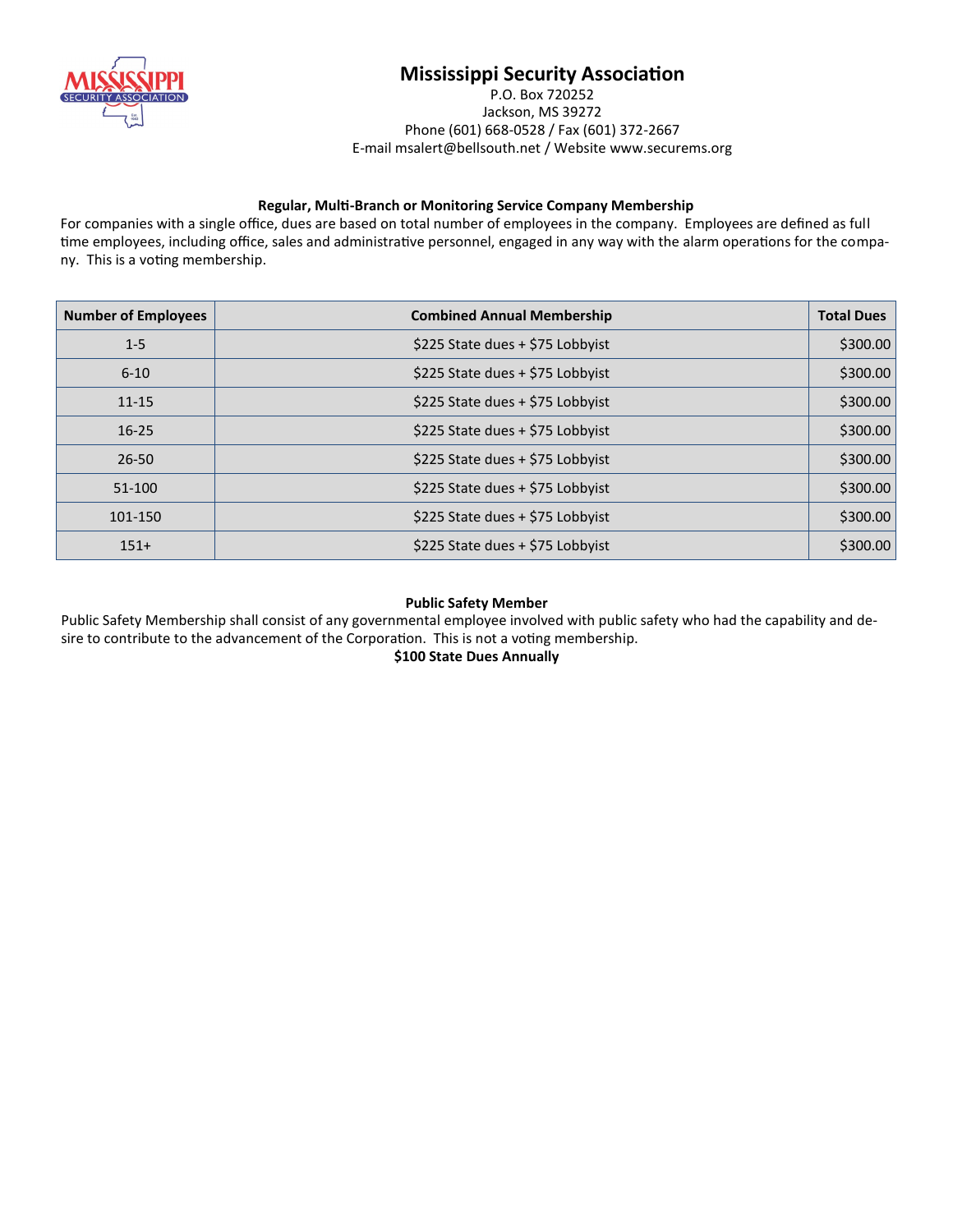# Mississippi Security Association

P.O. Box 720252
Jackson, MS 39272
Phone (601) 668-0528 / Fax (601) 372-2667
E-mail msalert@bellsouth.net / Website www.securems.org

### Regular, Multi-Branch or Monitoring Service Company Membership

For companies with a single office, dues are based on total number of employees in the company. Employees are defined as full time employees, including office, sales and administrative personnel, engaged in any way with the alarm operations for the company. This is a voting membership.

| Number of Employees | Combined Annual Membership | Total Dues |
|---|---|---|
| 1-5 | $225 State dues + $75 Lobbyist | $300.00 |
| 6-10 | $225 State dues + $75 Lobbyist | $300.00 |
| 11-15 | $225 State dues + $75 Lobbyist | $300.00 |
| 16-25 | $225 State dues + $75 Lobbyist | $300.00 |
| 26-50 | $225 State dues + $75 Lobbyist | $300.00 |
| 51-100 | $225 State dues + $75 Lobbyist | $300.00 |
| 101-150 | $225 State dues + $75 Lobbyist | $300.00 |
| 151+ | $225 State dues + $75 Lobbyist | $300.00 |

### Public Safety Member

Public Safety Membership shall consist of any governmental employee involved with public safety who had the capability and desire to contribute to the advancement of the Corporation. This is not a voting membership.

**$100 State Dues Annually**